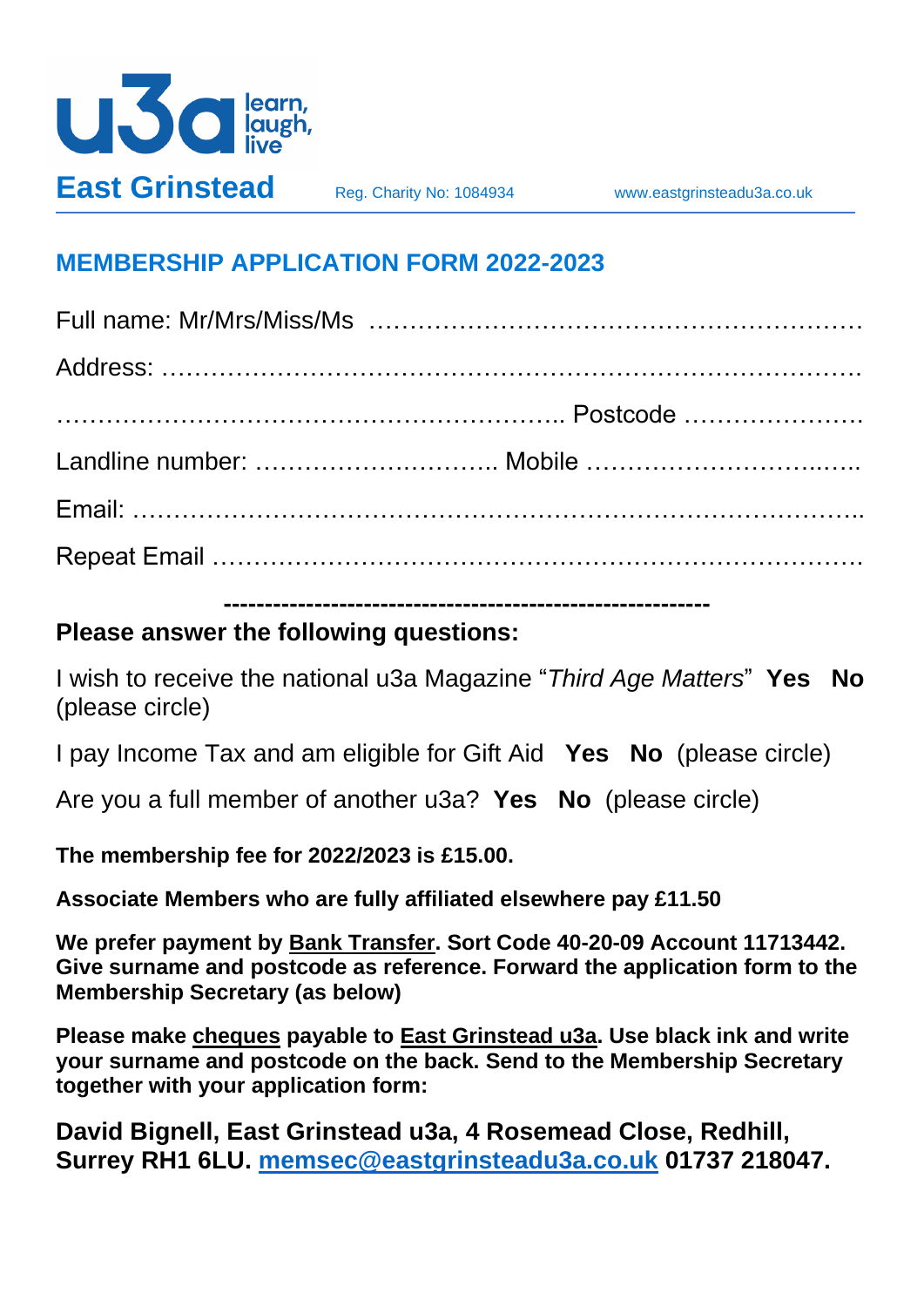u3a learn, laugh, live

**East Grinstead** Reg. Charity No: 1084934 www.eastgrinsteadu3a.co.uk

## MEMBERSHIP APPLICATION FORM 2022-2023

Full name: Mr/Mrs/Miss/Ms …………………………………………………

Address: …………………………………………………………………………

………………………………………………….. Postcode …………………

Landline number: ……………………….. Mobile ……………………..…..

Email: ……………………………………………………………………………..

Repeat Email ……………………………………………………………………

---------------------------------------------------------

**Please answer the following questions:**

I wish to receive the national u3a Magazine "*Third Age Matters*" **Yes No** (please circle)

I pay Income Tax and am eligible for Gift Aid **Yes No** (please circle)

Are you a full member of another u3a? **Yes No** (please circle)

**The membership fee for 2022/2023 is £15.00.**

**Associate Members who are fully affiliated elsewhere pay £11.50**

**We prefer payment by <u>Bank Transfer</u>. Sort Code 40-20-09 Account 11713442. Give surname and postcode as reference. Forward the application form to the Membership Secretary (as below)**

**Please make <u>cheques</u> payable to <u>East Grinstead u3a</u>. Use black ink and write your surname and postcode on the back. Send to the Membership Secretary together with your application form:**

**David Bignell, East Grinstead u3a, 4 Rosemead Close, Redhill, Surrey RH1 6LU. memsec@eastgrinsteadu3a.co.uk 01737 218047.**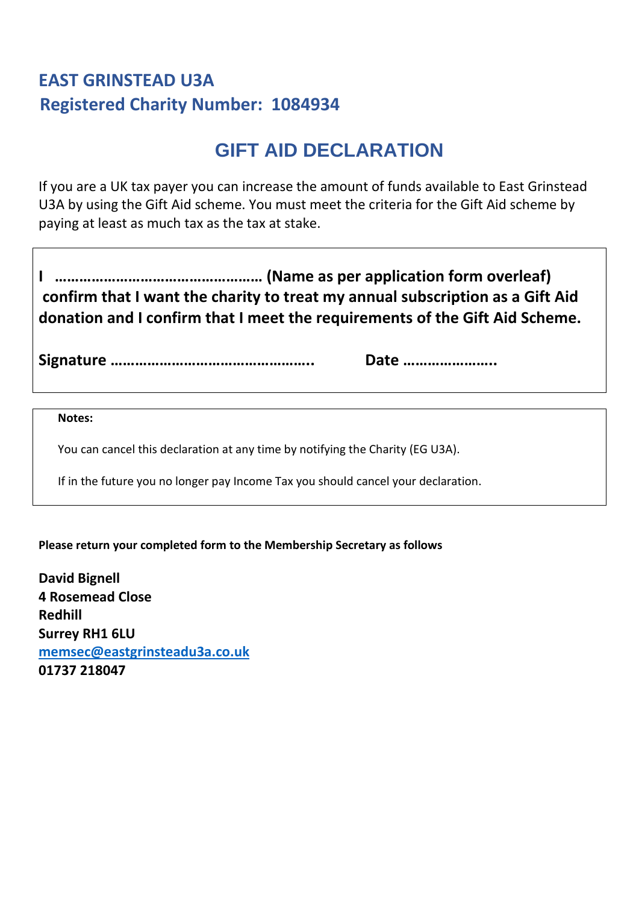## EAST GRINSTEAD U3A
## Registered Charity Number: 1084934

# GIFT AID DECLARATION

If you are a UK tax payer you can increase the amount of funds available to East Grinstead U3A by using the Gift Aid scheme. You must meet the criteria for the Gift Aid scheme by paying at least as much tax as the tax at stake.

**I ………………………………………… (Name as per application form overleaf) confirm that I want the charity to treat my annual subscription as a Gift Aid donation and I confirm that I meet the requirements of the Gift Aid Scheme.**

**Signature ………………………………………..     Date …………………..**

**Notes:**

You can cancel this declaration at any time by notifying the Charity (EG U3A).

If in the future you no longer pay Income Tax you should cancel your declaration.

**Please return your completed form to the Membership Secretary as follows**

**David Bignell**
**4 Rosemead Close**
**Redhill**
**Surrey RH1 6LU**
**memsec@eastgrinsteadu3a.co.uk**
**01737 218047**